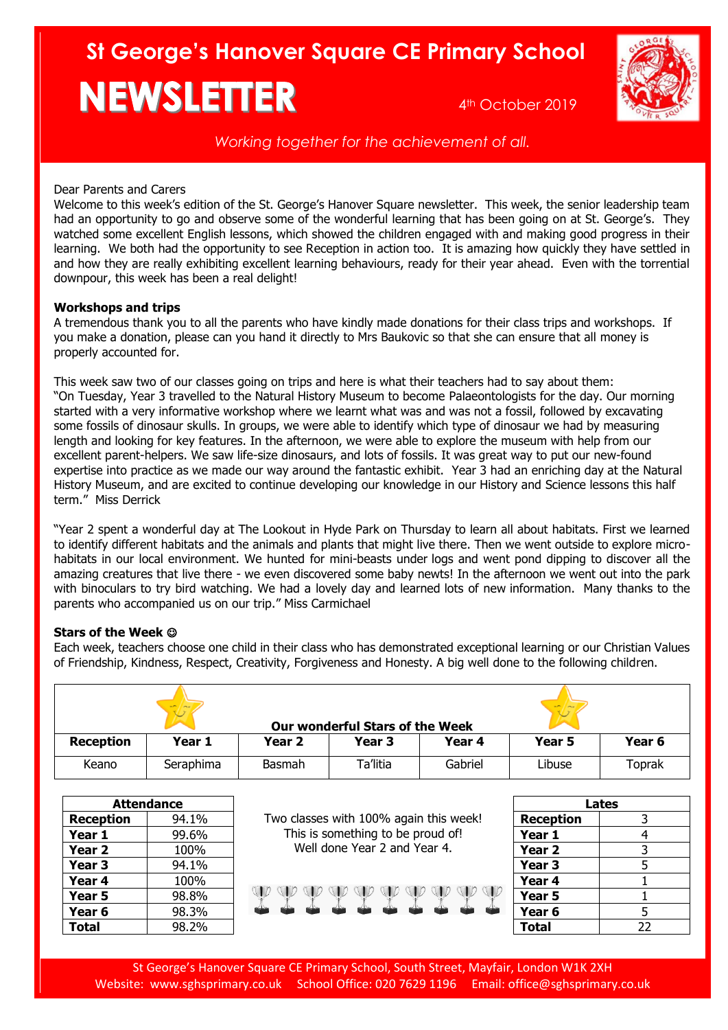# St George's Hanover Square CE Primary School

# NEWSLETTER

4th October 2019

*Working together for the achievement of all.*

Dear Parents and Carers

Welcome to this week's edition of the St. George's Hanover Square newsletter. This week, the senior leadership team had an opportunity to go and observe some of the wonderful learning that has been going on at St. George's. They watched some excellent English lessons, which showed the children engaged with and making good progress in their learning. We both had the opportunity to see Reception in action too. It is amazing how quickly they have settled in and how they are really exhibiting excellent learning behaviours, ready for their year ahead. Even with the torrential downpour, this week has been a real delight!

**Workshops and trips**

A tremendous thank you to all the parents who have kindly made donations for their class trips and workshops. If you make a donation, please can you hand it directly to Mrs Baukovic so that she can ensure that all money is properly accounted for.

This week saw two of our classes going on trips and here is what their teachers had to say about them:

"On Tuesday, Year 3 travelled to the Natural History Museum to become Palaeontologists for the day. Our morning started with a very informative workshop where we learnt what was and was not a fossil, followed by excavating some fossils of dinosaur skulls. In groups, we were able to identify which type of dinosaur we had by measuring length and looking for key features. In the afternoon, we were able to explore the museum with help from our excellent parent-helpers. We saw life-size dinosaurs, and lots of fossils. It was great way to put our new-found expertise into practice as we made our way around the fantastic exhibit. Year 3 had an enriching day at the Natural History Museum, and are excited to continue developing our knowledge in our History and Science lessons this half term." Miss Derrick

"Year 2 spent a wonderful day at The Lookout in Hyde Park on Thursday to learn all about habitats. First we learned to identify different habitats and the animals and plants that might live there. Then we went outside to explore micro-habitats in our local environment. We hunted for mini-beasts under logs and went pond dipping to discover all the amazing creatures that live there - we even discovered some baby newts! In the afternoon we went out into the park with binoculars to try bird watching. We had a lovely day and learned lots of new information. Many thanks to the parents who accompanied us on our trip." Miss Carmichael

**Stars of the Week ☺**

Each week, teachers choose one child in their class who has demonstrated exceptional learning or our Christian Values of Friendship, Kindness, Respect, Creativity, Forgiveness and Honesty. A big well done to the following children.

**Our wonderful Stars of the Week**

| Reception | Year 1 | Year 2 | Year 3 | Year 4 | Year 5 | Year 6 |
|---|---|---|---|---|---|---|
| Keano | Seraphima | Basmah | Ta'litia | Gabriel | Libuse | Toprak |

| Attendance | |
|---|---|
| Reception | 94.1% |
| Year 1 | 99.6% |
| Year 2 | 100% |
| Year 3 | 94.1% |
| Year 4 | 100% |
| Year 5 | 98.8% |
| Year 6 | 98.3% |
| Total | 98.2% |

Two classes with 100% again this week! This is something to be proud of! Well done Year 2 and Year 4.

| Lates | |
|---|---|
| Reception | 3 |
| Year 1 | 4 |
| Year 2 | 3 |
| Year 3 | 5 |
| Year 4 | 1 |
| Year 5 | 1 |
| Year 6 | 5 |
| Total | 22 |

St George's Hanover Square CE Primary School, South Street, Mayfair, London W1K 2XH
Website: www.sghsprimary.co.uk School Office: 020 7629 1196 Email: office@sghsprimary.co.uk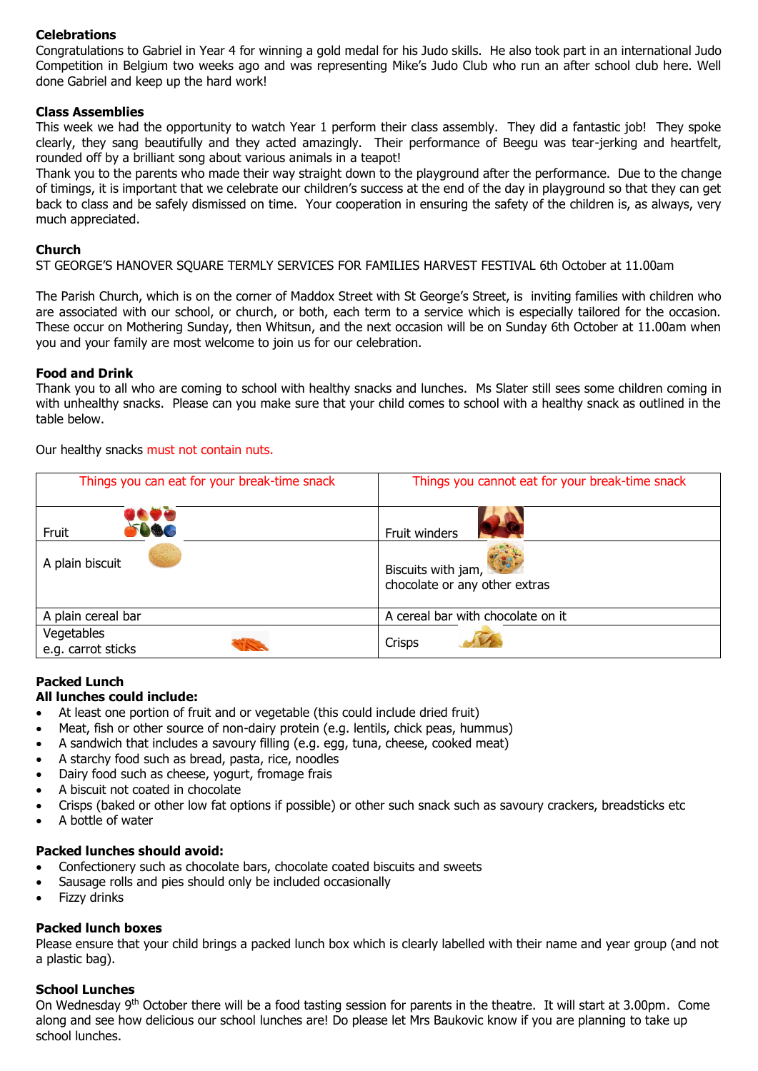**Celebrations**

Congratulations to Gabriel in Year 4 for winning a gold medal for his Judo skills. He also took part in an international Judo Competition in Belgium two weeks ago and was representing Mike's Judo Club who run an after school club here. Well done Gabriel and keep up the hard work!

**Class Assemblies**

This week we had the opportunity to watch Year 1 perform their class assembly. They did a fantastic job! They spoke clearly, they sang beautifully and they acted amazingly. Their performance of Beegu was tear-jerking and heartfelt, rounded off by a brilliant song about various animals in a teapot!

Thank you to the parents who made their way straight down to the playground after the performance. Due to the change of timings, it is important that we celebrate our children's success at the end of the day in playground so that they can get back to class and be safely dismissed on time. Your cooperation in ensuring the safety of the children is, as always, very much appreciated.

**Church**

ST GEORGE'S HANOVER SQUARE TERMLY SERVICES FOR FAMILIES HARVEST FESTIVAL 6th October at 11.00am

The Parish Church, which is on the corner of Maddox Street with St George's Street, is inviting families with children who are associated with our school, or church, or both, each term to a service which is especially tailored for the occasion. These occur on Mothering Sunday, then Whitsun, and the next occasion will be on Sunday 6th October at 11.00am when you and your family are most welcome to join us for our celebration.

**Food and Drink**

Thank you to all who are coming to school with healthy snacks and lunches. Ms Slater still sees some children coming in with unhealthy snacks. Please can you make sure that your child comes to school with a healthy snack as outlined in the table below.

Our healthy snacks must not contain nuts.

| Things you can eat for your break-time snack | Things you cannot eat for your break-time snack |
|---|---|
| Fruit | Fruit winders |
| A plain biscuit | Biscuits with jam, chocolate or any other extras |
| A plain cereal bar | A cereal bar with chocolate on it |
| Vegetables e.g. carrot sticks | Crisps |

**Packed Lunch**

**All lunches could include:**

- At least one portion of fruit and or vegetable (this could include dried fruit)
- Meat, fish or other source of non-dairy protein (e.g. lentils, chick peas, hummus)
- A sandwich that includes a savoury filling (e.g. egg, tuna, cheese, cooked meat)
- A starchy food such as bread, pasta, rice, noodles
- Dairy food such as cheese, yogurt, fromage frais
- A biscuit not coated in chocolate
- Crisps (baked or other low fat options if possible) or other such snack such as savoury crackers, breadsticks etc
- A bottle of water

**Packed lunches should avoid:**

- Confectionery such as chocolate bars, chocolate coated biscuits and sweets
- Sausage rolls and pies should only be included occasionally
- Fizzy drinks

**Packed lunch boxes**

Please ensure that your child brings a packed lunch box which is clearly labelled with their name and year group (and not a plastic bag).

**School Lunches**

On Wednesday 9th October there will be a food tasting session for parents in the theatre. It will start at 3.00pm. Come along and see how delicious our school lunches are! Do please let Mrs Baukovic know if you are planning to take up school lunches.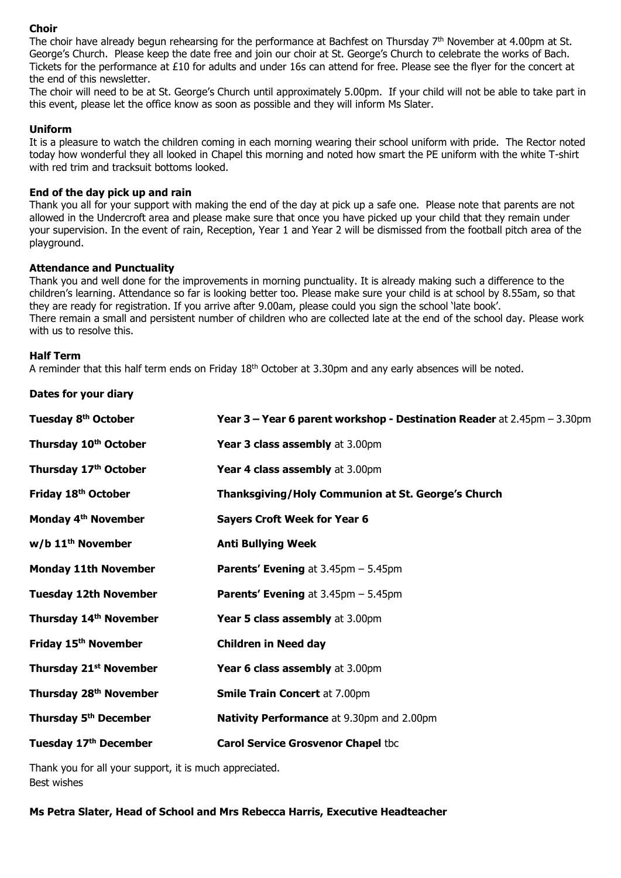### Choir

The choir have already begun rehearsing for the performance at Bachfest on Thursday 7th November at 4.00pm at St. George's Church. Please keep the date free and join our choir at St. George's Church to celebrate the works of Bach. Tickets for the performance at £10 for adults and under 16s can attend for free. Please see the flyer for the concert at the end of this newsletter.

The choir will need to be at St. George's Church until approximately 5.00pm. If your child will not be able to take part in this event, please let the office know as soon as possible and they will inform Ms Slater.

### Uniform

It is a pleasure to watch the children coming in each morning wearing their school uniform with pride. The Rector noted today how wonderful they all looked in Chapel this morning and noted how smart the PE uniform with the white T-shirt with red trim and tracksuit bottoms looked.

### End of the day pick up and rain

Thank you all for your support with making the end of the day at pick up a safe one. Please note that parents are not allowed in the Undercroft area and please make sure that once you have picked up your child that they remain under your supervision. In the event of rain, Reception, Year 1 and Year 2 will be dismissed from the football pitch area of the playground.

### Attendance and Punctuality

Thank you and well done for the improvements in morning punctuality. It is already making such a difference to the children's learning. Attendance so far is looking better too. Please make sure your child is at school by 8.55am, so that they are ready for registration. If you arrive after 9.00am, please could you sign the school 'late book'.

There remain a small and persistent number of children who are collected late at the end of the school day. Please work with us to resolve this.

### Half Term

A reminder that this half term ends on Friday 18th October at 3.30pm and any early absences will be noted.

### Dates for your diary

| | |
|---|---|
| **Tuesday 8th October** | **Year 3 – Year 6 parent workshop - Destination Reader** at 2.45pm – 3.30pm |
| **Thursday 10th October** | **Year 3 class assembly** at 3.00pm |
| **Thursday 17th October** | **Year 4 class assembly** at 3.00pm |
| **Friday 18th October** | **Thanksgiving/Holy Communion at St. George's Church** |
| **Monday 4th November** | **Sayers Croft Week for Year 6** |
| **w/b 11th November** | **Anti Bullying Week** |
| **Monday 11th November** | **Parents' Evening** at 3.45pm – 5.45pm |
| **Tuesday 12th November** | **Parents' Evening** at 3.45pm – 5.45pm |
| **Thursday 14th November** | **Year 5 class assembly** at 3.00pm |
| **Friday 15th November** | **Children in Need day** |
| **Thursday 21st November** | **Year 6 class assembly** at 3.00pm |
| **Thursday 28th November** | **Smile Train Concert** at 7.00pm |
| **Thursday 5th December** | **Nativity Performance** at 9.30pm and 2.00pm |
| **Tuesday 17th December** | **Carol Service Grosvenor Chapel** tbc |

Thank you for all your support, it is much appreciated.
Best wishes

**Ms Petra Slater, Head of School and Mrs Rebecca Harris, Executive Headteacher**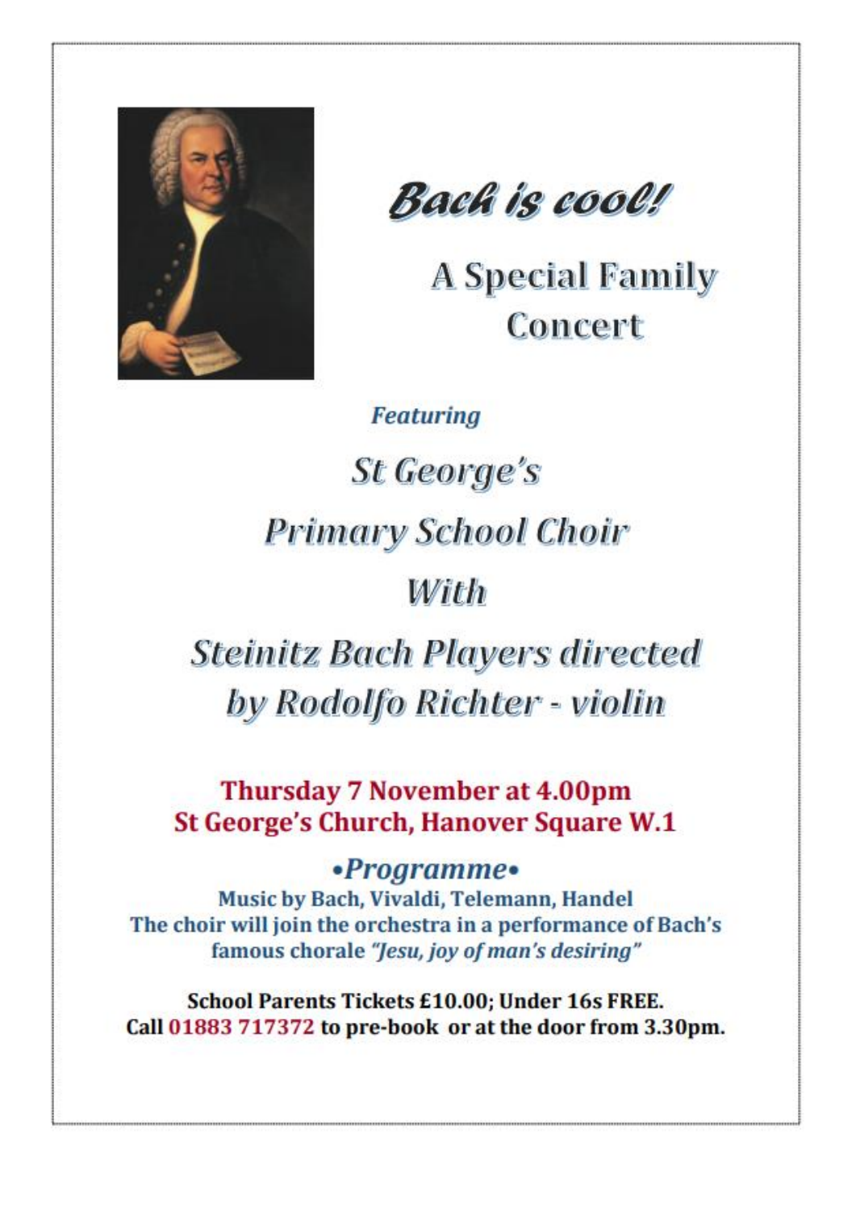# *Bach is cool!*

## A Special Family Concert

***Featuring***

## *St George's*

## *Primary School Choir*

## *With*

## *Steinitz Bach Players directed by Rodolfo Richter - violin*

**Thursday 7 November at 4.00pm**
**St George's Church, Hanover Square W.1**

### *•Programme•*

**Music by Bach, Vivaldi, Telemann, Handel**
**The choir will join the orchestra in a performance of Bach's famous chorale *"Jesu, joy of man's desiring"***

**School Parents Tickets £10.00; Under 16s FREE.**
**Call 01883 717372 to pre-book or at the door from 3.30pm.**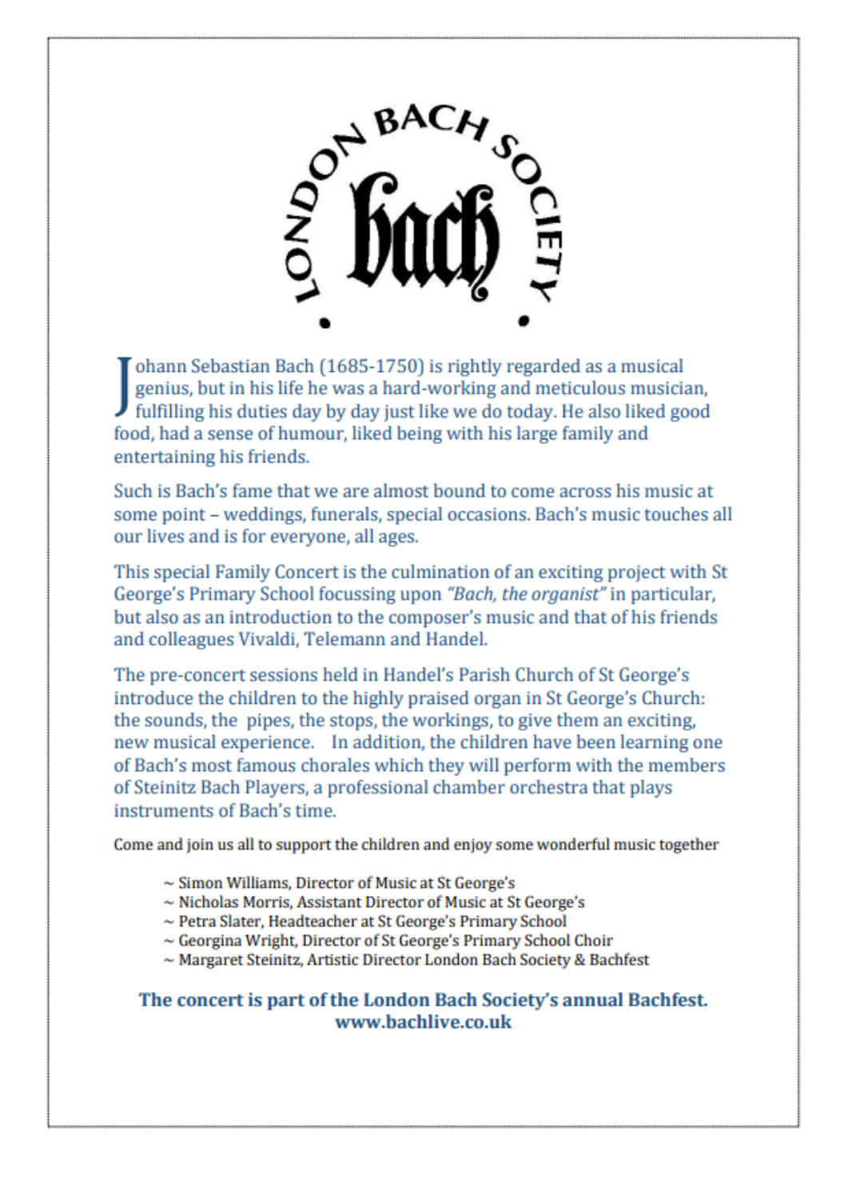LONDON BACH SOCIETY

Bach

Johann Sebastian Bach (1685-1750) is rightly regarded as a musical genius, but in his life he was a hard-working and meticulous musician, fulfilling his duties day by day just like we do today. He also liked good food, had a sense of humour, liked being with his large family and entertaining his friends.

Such is Bach's fame that we are almost bound to come across his music at some point – weddings, funerals, special occasions. Bach's music touches all our lives and is for everyone, all ages.

This special Family Concert is the culmination of an exciting project with St George's Primary School focussing upon *"Bach, the organist"* in particular, but also as an introduction to the composer's music and that of his friends and colleagues Vivaldi, Telemann and Handel.

The pre-concert sessions held in Handel's Parish Church of St George's introduce the children to the highly praised organ in St George's Church: the sounds, the pipes, the stops, the workings, to give them an exciting, new musical experience. In addition, the children have been learning one of Bach's most famous chorales which they will perform with the members of Steinitz Bach Players, a professional chamber orchestra that plays instruments of Bach's time.

Come and join us all to support the children and enjoy some wonderful music together

~ Simon Williams, Director of Music at St George's
~ Nicholas Morris, Assistant Director of Music at St George's
~ Petra Slater, Headteacher at St George's Primary School
~ Georgina Wright, Director of St George's Primary School Choir
~ Margaret Steinitz, Artistic Director London Bach Society & Bachfest

**The concert is part of the London Bach Society's annual Bachfest.**
**www.bachlive.co.uk**